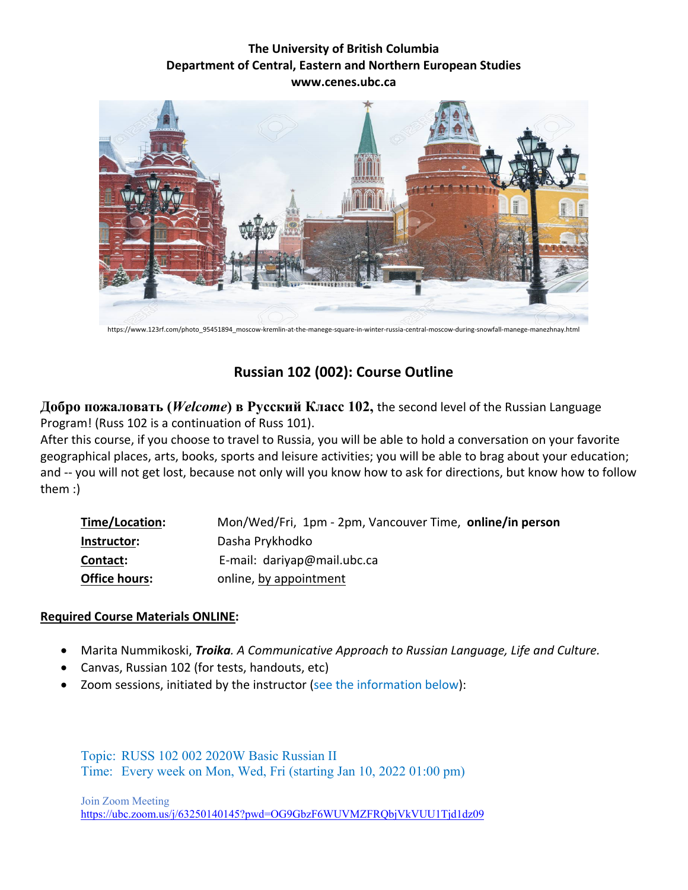**The University of British Columbia**
**Department of Central, Eastern and Northern European Studies**
**www.cenes.ubc.ca**

https://www.123rf.com/photo_95451894_moscow-kremlin-at-the-manege-square-in-winter-russia-central-moscow-during-snowfall-manege-manezhnay.html

## Russian 102 (002): Course Outline

**Добро пожаловать (*Welcome*) в Русский Класс 102,** the second level of the Russian Language Program! (Russ 102 is a continuation of Russ 101).
After this course, if you choose to travel to Russia, you will be able to hold a conversation on your favorite geographical places, arts, books, sports and leisure activities; you will be able to brag about your education; and -- you will not get lost, because not only will you know how to ask for directions, but know how to follow them :)

| | |
|---|---|
| **Time/Location:** | Mon/Wed/Fri, 1pm - 2pm, Vancouver Time, **online/in person** |
| **Instructor:** | Dasha Prykhodko |
| **Contact:** | E-mail: dariyap@mail.ubc.ca |
| **Office hours:** | online, by appointment |

**Required Course Materials ONLINE:**

- Marita Nummikoski, ***Troika***. *A Communicative Approach to Russian Language, Life and Culture.*
- Canvas, Russian 102 (for tests, handouts, etc)
- Zoom sessions, initiated by the instructor (see the information below):

Topic: RUSS 102 002 2020W Basic Russian II
Time: Every week on Mon, Wed, Fri (starting Jan 10, 2022 01:00 pm)

Join Zoom Meeting
https://ubc.zoom.us/j/63250140145?pwd=OG9GbzF6WUVMZFRQbjVkVUU1Tjd1dz09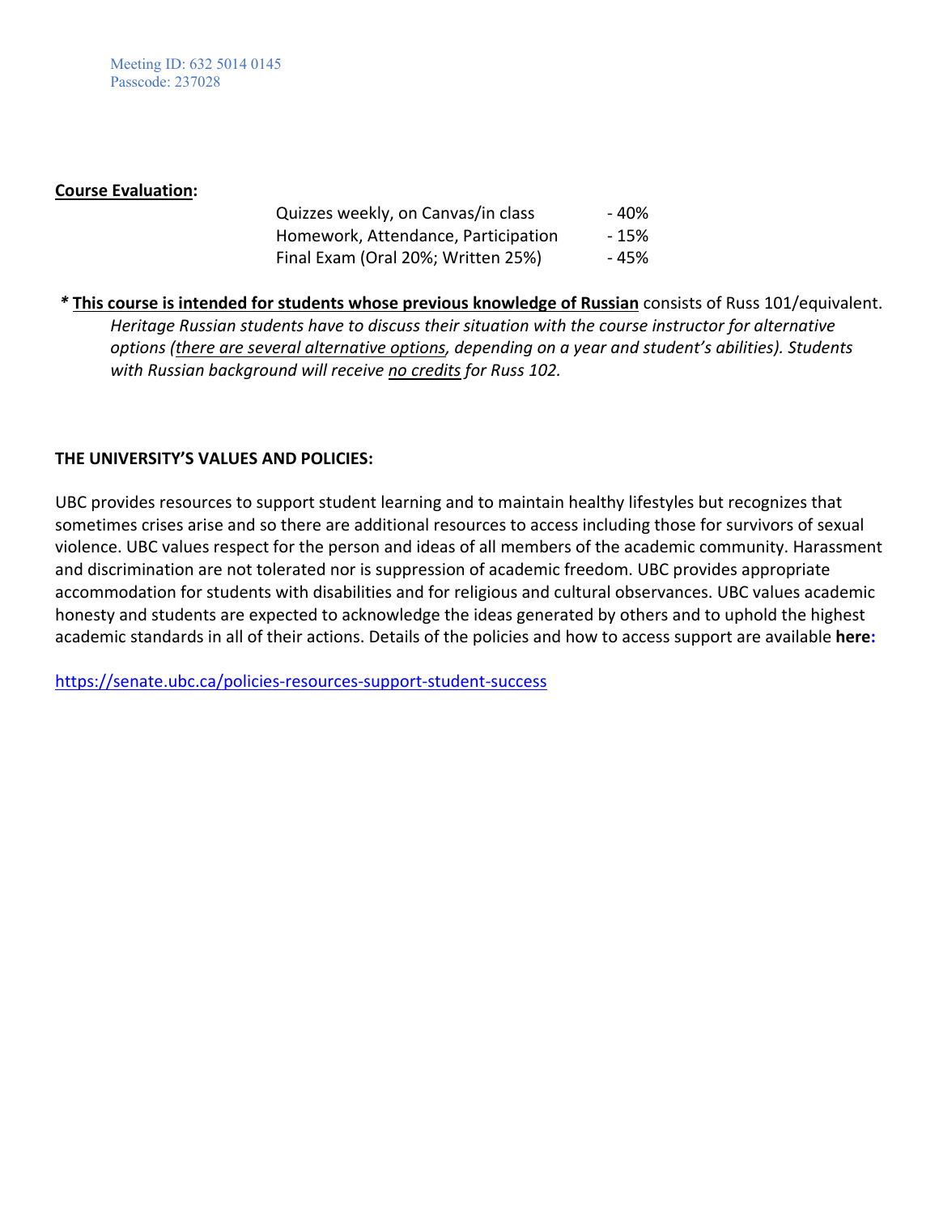Meeting ID: 632 5014 0145
Passcode: 237028

**Course Evaluation:**

| | |
|---|---|
| Quizzes weekly, on Canvas/in class | - 40% |
| Homework, Attendance, Participation | - 15% |
| Final Exam (Oral 20%; Written 25%) | - 45% |

***** **This course is intended for students whose previous knowledge of Russian** consists of Russ 101/equivalent. *Heritage Russian students have to discuss their situation with the course instructor for alternative options (there are several alternative options, depending on a year and student's abilities). Students with Russian background will receive no credits for Russ 102.*

**THE UNIVERSITY'S VALUES AND POLICIES:**

UBC provides resources to support student learning and to maintain healthy lifestyles but recognizes that sometimes crises arise and so there are additional resources to access including those for survivors of sexual violence. UBC values respect for the person and ideas of all members of the academic community. Harassment and discrimination are not tolerated nor is suppression of academic freedom. UBC provides appropriate accommodation for students with disabilities and for religious and cultural observances. UBC values academic honesty and students are expected to acknowledge the ideas generated by others and to uphold the highest academic standards in all of their actions. Details of the policies and how to access support are available **here:**

https://senate.ubc.ca/policies-resources-support-student-success